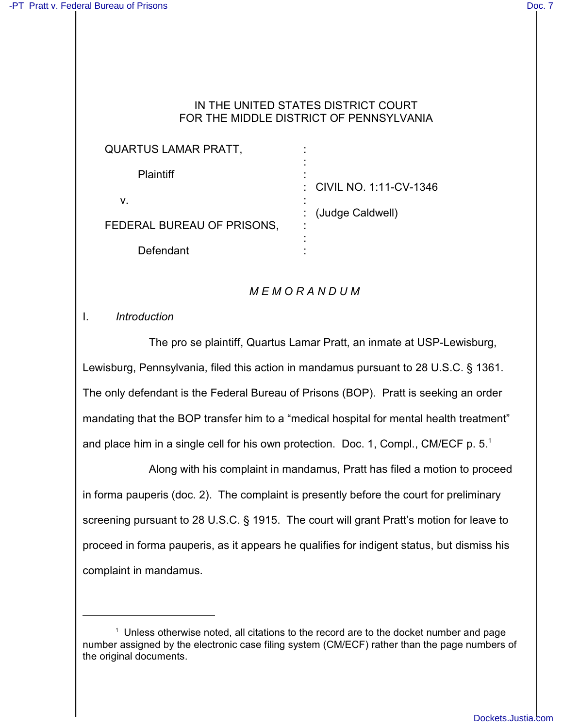IN THE UNITED STATES DISTRICT COURT
FOR THE MIDDLE DISTRICT OF PENNSYLVANIA

| | | |
|---|---|---|
| QUARTUS LAMAR PRATT, | : | |
| Plaintiff | : | CIVIL NO. 1:11-CV-1346 |
| v. | : | (Judge Caldwell) |
| FEDERAL BUREAU OF PRISONS, | : | |
| Defendant | : | |

*M E M O R A N D U M*

I. *Introduction*

The pro se plaintiff, Quartus Lamar Pratt, an inmate at USP-Lewisburg, Lewisburg, Pennsylvania, filed this action in mandamus pursuant to 28 U.S.C. § 1361. The only defendant is the Federal Bureau of Prisons (BOP). Pratt is seeking an order mandating that the BOP transfer him to a "medical hospital for mental health treatment" and place him in a single cell for his own protection. Doc. 1, Compl., CM/ECF p. 5.[1]

Along with his complaint in mandamus, Pratt has filed a motion to proceed in forma pauperis (doc. 2). The complaint is presently before the court for preliminary screening pursuant to 28 U.S.C. § 1915. The court will grant Pratt's motion for leave to proceed in forma pauperis, as it appears he qualifies for indigent status, but dismiss his complaint in mandamus.

---

[1] Unless otherwise noted, all citations to the record are to the docket number and page number assigned by the electronic case filing system (CM/ECF) rather than the page numbers of the original documents.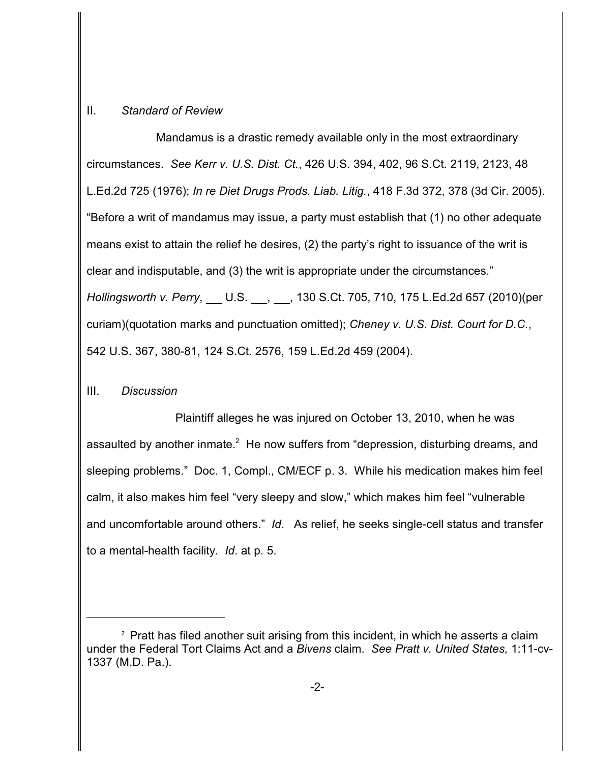## II. *Standard of Review*

Mandamus is a drastic remedy available only in the most extraordinary circumstances. *See Kerr v. U.S. Dist. Ct.*, 426 U.S. 394, 402, 96 S.Ct. 2119, 2123, 48 L.Ed.2d 725 (1976); *In re Diet Drugs Prods. Liab. Litig.*, 418 F.3d 372, 378 (3d Cir. 2005). "Before a writ of mandamus may issue, a party must establish that (1) no other adequate means exist to attain the relief he desires, (2) the party's right to issuance of the writ is clear and indisputable, and (3) the writ is appropriate under the circumstances." *Hollingsworth v. Perry*, ___ U.S. ___, ___, 130 S.Ct. 705, 710, 175 L.Ed.2d 657 (2010)(per curiam)(quotation marks and punctuation omitted); *Cheney v. U.S. Dist. Court for D.C.*, 542 U.S. 367, 380-81, 124 S.Ct. 2576, 159 L.Ed.2d 459 (2004).

## III. *Discussion*

Plaintiff alleges he was injured on October 13, 2010, when he was assaulted by another inmate.[2] He now suffers from "depression, disturbing dreams, and sleeping problems." Doc. 1, Compl., CM/ECF p. 3. While his medication makes him feel calm, it also makes him feel "very sleepy and slow," which makes him feel "vulnerable and uncomfortable around others." *Id*. As relief, he seeks single-cell status and transfer to a mental-health facility. *Id*. at p. 5.

---

[2] Pratt has filed another suit arising from this incident, in which he asserts a claim under the Federal Tort Claims Act and a *Bivens* claim. *See Pratt v. United States,* 1:11-cv-1337 (M.D. Pa.).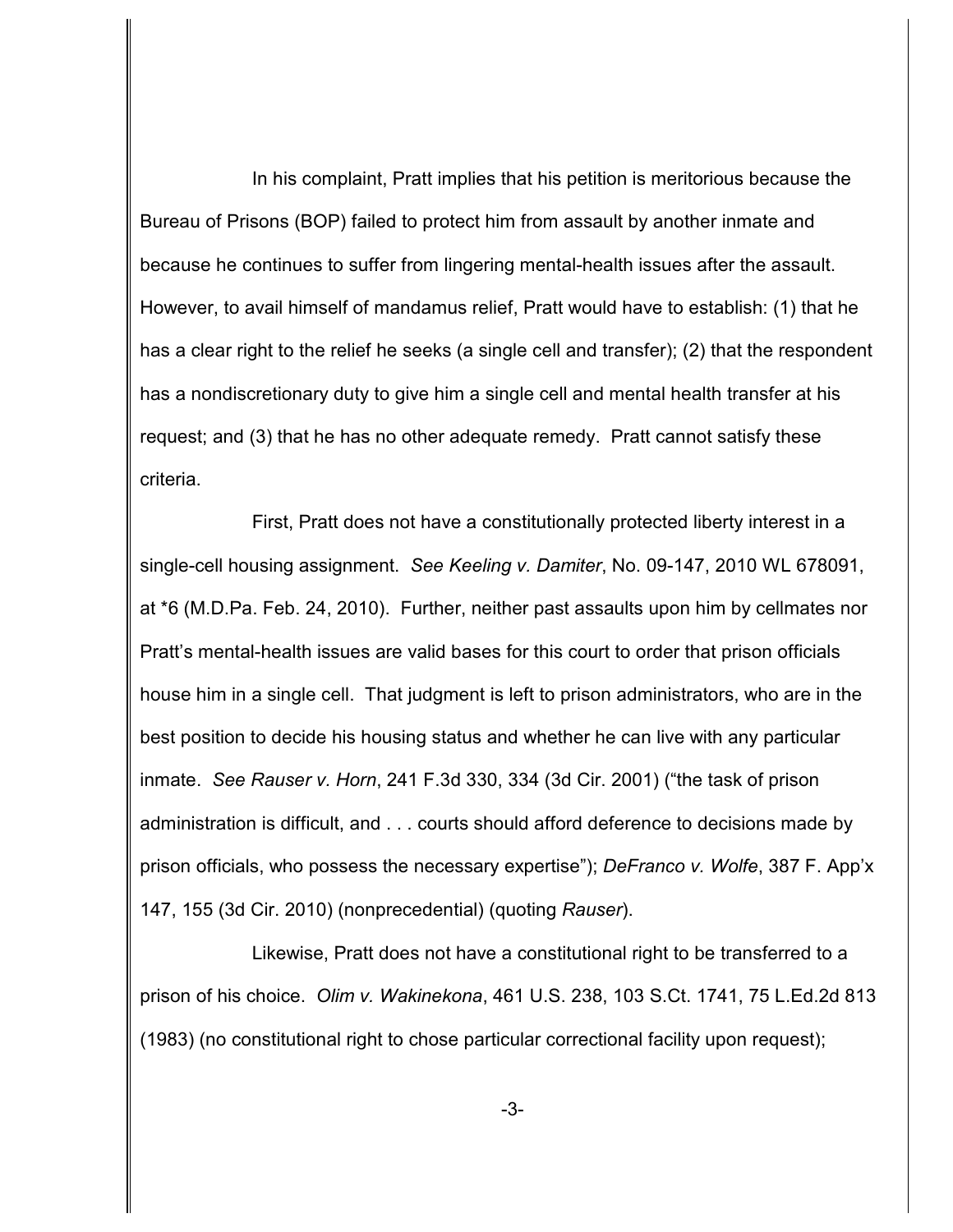In his complaint, Pratt implies that his petition is meritorious because the Bureau of Prisons (BOP) failed to protect him from assault by another inmate and because he continues to suffer from lingering mental-health issues after the assault. However, to avail himself of mandamus relief, Pratt would have to establish: (1) that he has a clear right to the relief he seeks (a single cell and transfer); (2) that the respondent has a nondiscretionary duty to give him a single cell and mental health transfer at his request; and (3) that he has no other adequate remedy. Pratt cannot satisfy these criteria.

First, Pratt does not have a constitutionally protected liberty interest in a single-cell housing assignment. *See Keeling v. Damiter*, No. 09-147, 2010 WL 678091, at *6 (M.D.Pa. Feb. 24, 2010). Further, neither past assaults upon him by cellmates nor Pratt's mental-health issues are valid bases for this court to order that prison officials house him in a single cell. That judgment is left to prison administrators, who are in the best position to decide his housing status and whether he can live with any particular inmate. *See Rauser v. Horn*, 241 F.3d 330, 334 (3d Cir. 2001) ("the task of prison administration is difficult, and . . . courts should afford deference to decisions made by prison officials, who possess the necessary expertise"); *DeFranco v. Wolfe*, 387 F. App'x 147, 155 (3d Cir. 2010) (nonprecedential) (quoting *Rauser*).

Likewise, Pratt does not have a constitutional right to be transferred to a prison of his choice. *Olim v. Wakinekona*, 461 U.S. 238, 103 S.Ct. 1741, 75 L.Ed.2d 813 (1983) (no constitutional right to chose particular correctional facility upon request);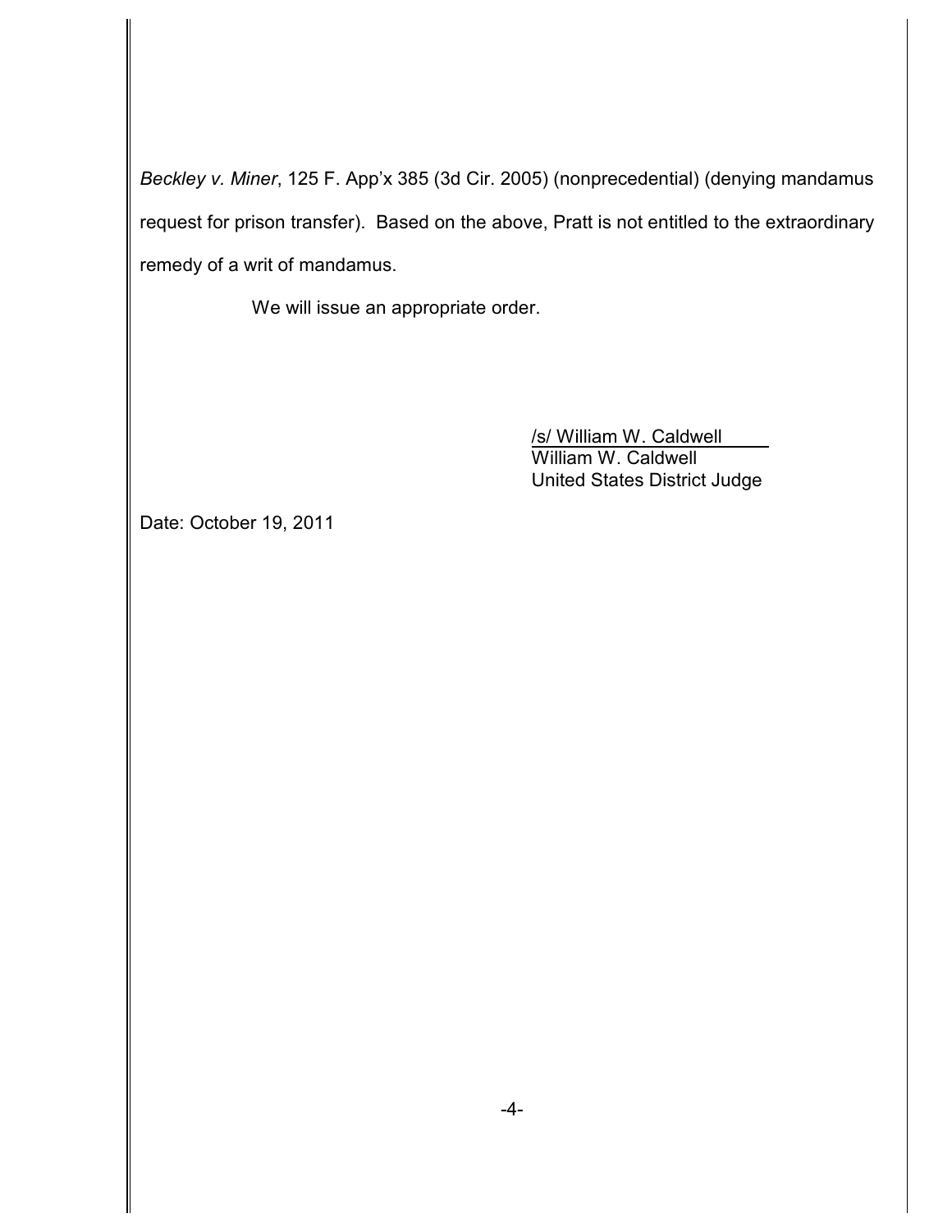*Beckley v. Miner*, 125 F. App'x 385 (3d Cir. 2005) (nonprecedential) (denying mandamus request for prison transfer). Based on the above, Pratt is not entitled to the extraordinary remedy of a writ of mandamus.

We will issue an appropriate order.

/s/ William W. Caldwell
William W. Caldwell
United States District Judge

Date: October 19, 2011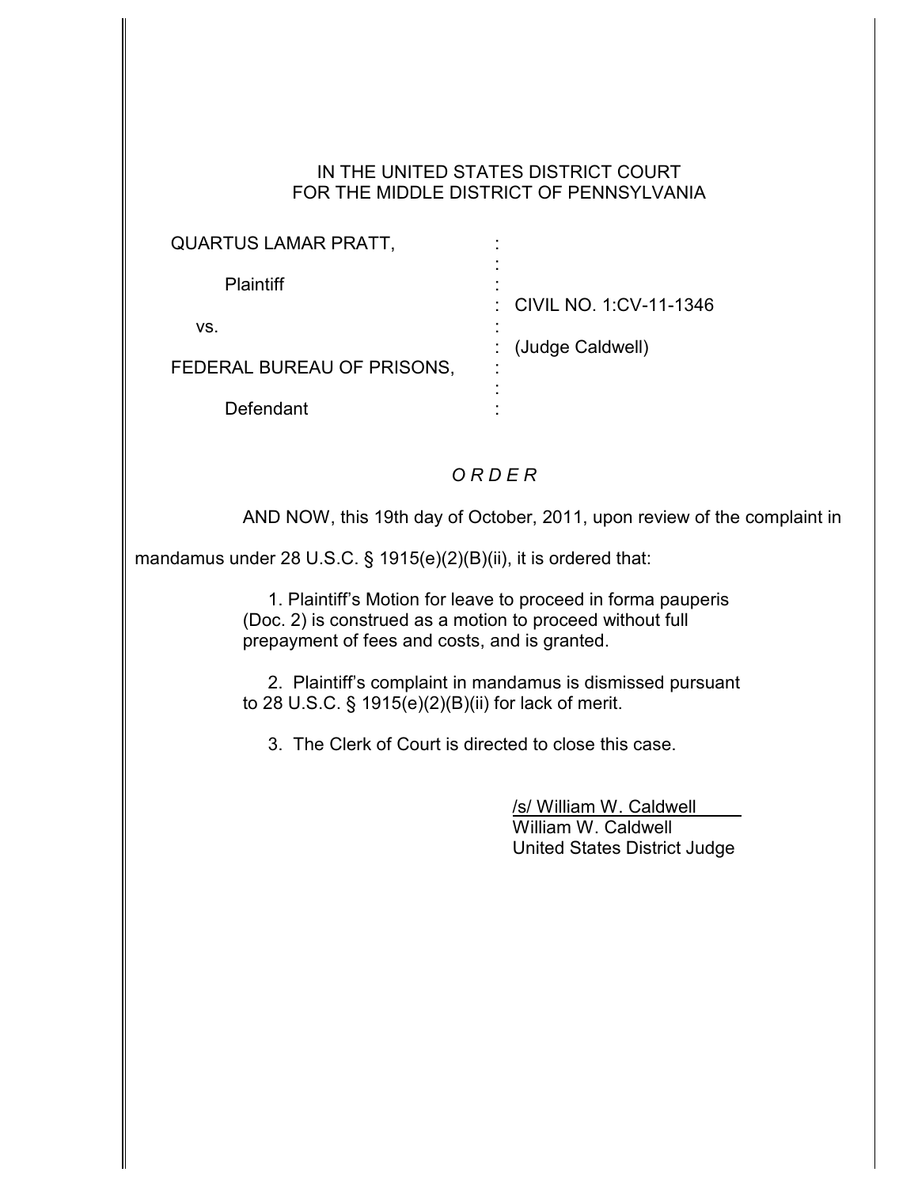IN THE UNITED STATES DISTRICT COURT
FOR THE MIDDLE DISTRICT OF PENNSYLVANIA

| | | |
|---|---|---|
| QUARTUS LAMAR PRATT, | : | |
| Plaintiff | : | CIVIL NO. 1:CV-11-1346 |
| vs. | : | (Judge Caldwell) |
| FEDERAL BUREAU OF PRISONS, | : | |
| Defendant | : | |

*O R D E R*

AND NOW, this 19th day of October, 2011, upon review of the complaint in mandamus under 28 U.S.C. § 1915(e)(2)(B)(ii), it is ordered that:

1. Plaintiff's Motion for leave to proceed in forma pauperis (Doc. 2) is construed as a motion to proceed without full prepayment of fees and costs, and is granted.

2. Plaintiff's complaint in mandamus is dismissed pursuant to 28 U.S.C. § 1915(e)(2)(B)(ii) for lack of merit.

3. The Clerk of Court is directed to close this case.

/s/ William W. Caldwell
William W. Caldwell
United States District Judge